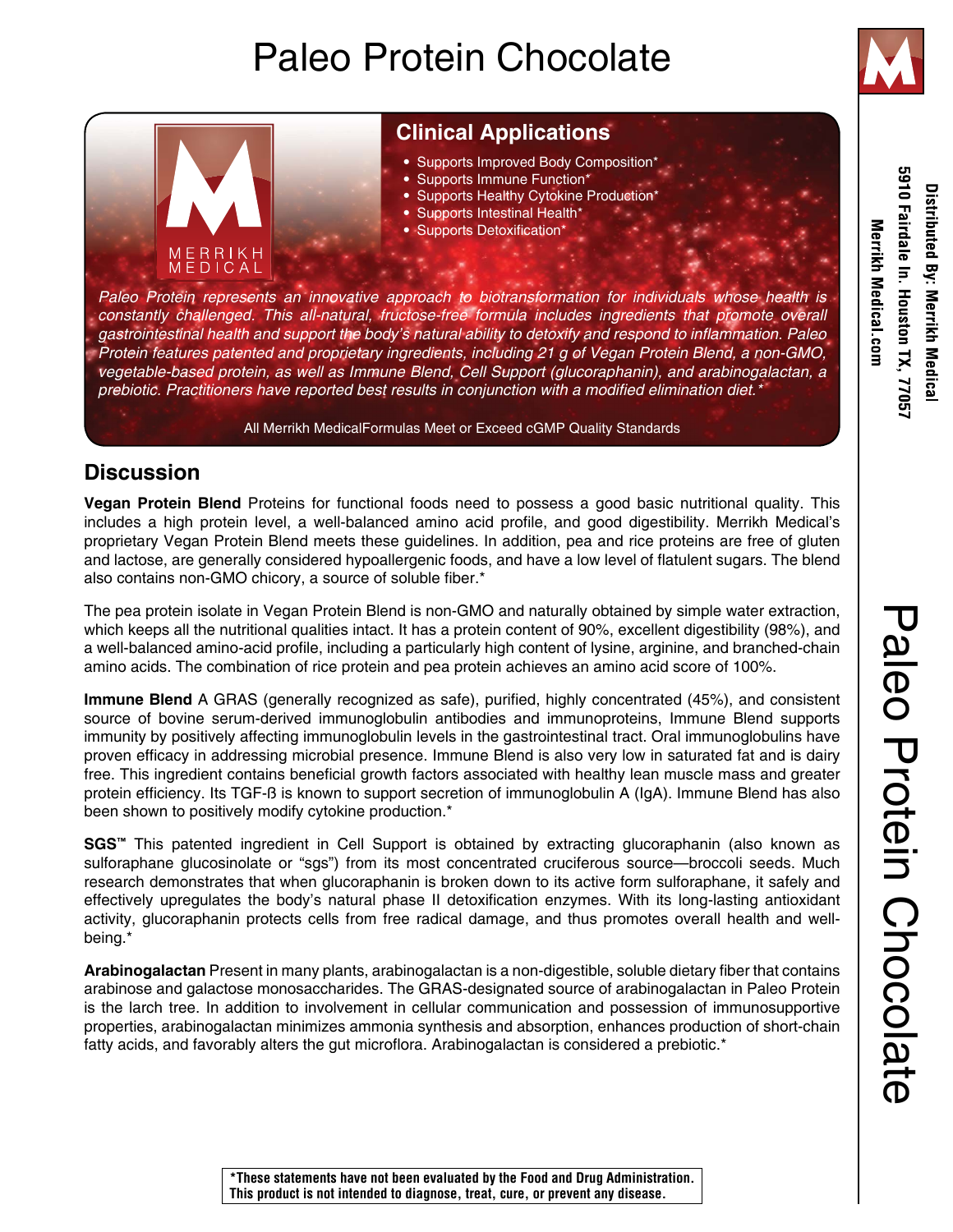# Paleo Protein Chocolate

## Clinical Applications

- Supports Improved Body Composition*
- Supports Immune Function*
- Supports Healthy Cytokine Production*
- Supports Intestinal Health*
- Supports Detoxification*

*Paleo Protein represents an innovative approach to biotransformation for individuals whose health is constantly challenged. This all-natural, fructose-free formula includes ingredients that promote overall gastrointestinal health and support the body's natural ability to detoxify and respond to inflammation. Paleo Protein features patented and proprietary ingredients, including 21 g of Vegan Protein Blend, a non-GMO, vegetable-based protein, as well as Immune Blend, Cell Support (glucoraphanin), and arabinogalactan, a prebiotic. Practitioners have reported best results in conjunction with a modified elimination diet.**

All Merrikh MedicalFormulas Meet or Exceed cGMP Quality Standards

Distributed By: Merrikh Medical
5910 Fairdale ln. Houston TX, 77057
Merrikh Medical.com

## Discussion

**Vegan Protein Blend** Proteins for functional foods need to possess a good basic nutritional quality. This includes a high protein level, a well-balanced amino acid profile, and good digestibility. Merrikh Medical's proprietary Vegan Protein Blend meets these guidelines. In addition, pea and rice proteins are free of gluten and lactose, are generally considered hypoallergenic foods, and have a low level of flatulent sugars. The blend also contains non-GMO chicory, a source of soluble fiber.*

The pea protein isolate in Vegan Protein Blend is non-GMO and naturally obtained by simple water extraction, which keeps all the nutritional qualities intact. It has a protein content of 90%, excellent digestibility (98%), and a well-balanced amino-acid profile, including a particularly high content of lysine, arginine, and branched-chain amino acids. The combination of rice protein and pea protein achieves an amino acid score of 100%.

**Immune Blend** A GRAS (generally recognized as safe), purified, highly concentrated (45%), and consistent source of bovine serum-derived immunoglobulin antibodies and immunoproteins, Immune Blend supports immunity by positively affecting immunoglobulin levels in the gastrointestinal tract. Oral immunoglobulins have proven efficacy in addressing microbial presence. Immune Blend is also very low in saturated fat and is dairy free. This ingredient contains beneficial growth factors associated with healthy lean muscle mass and greater protein efficiency. Its TGF-ß is known to support secretion of immunoglobulin A (IgA). Immune Blend has also been shown to positively modify cytokine production.*

**SGS™** This patented ingredient in Cell Support is obtained by extracting glucoraphanin (also known as sulforaphane glucosinolate or "sgs") from its most concentrated cruciferous source—broccoli seeds. Much research demonstrates that when glucoraphanin is broken down to its active form sulforaphane, it safely and effectively upregulates the body's natural phase II detoxification enzymes. With its long-lasting antioxidant activity, glucoraphanin protects cells from free radical damage, and thus promotes overall health and well-being.*

**Arabinogalactan** Present in many plants, arabinogalactan is a non-digestible, soluble dietary fiber that contains arabinose and galactose monosaccharides. The GRAS-designated source of arabinogalactan in Paleo Protein is the larch tree. In addition to involvement in cellular communication and possession of immunosupportive properties, arabinogalactan minimizes ammonia synthesis and absorption, enhances production of short-chain fatty acids, and favorably alters the gut microflora. Arabinogalactan is considered a prebiotic.*

**\*These statements have not been evaluated by the Food and Drug Administration. This product is not intended to diagnose, treat, cure, or prevent any disease.**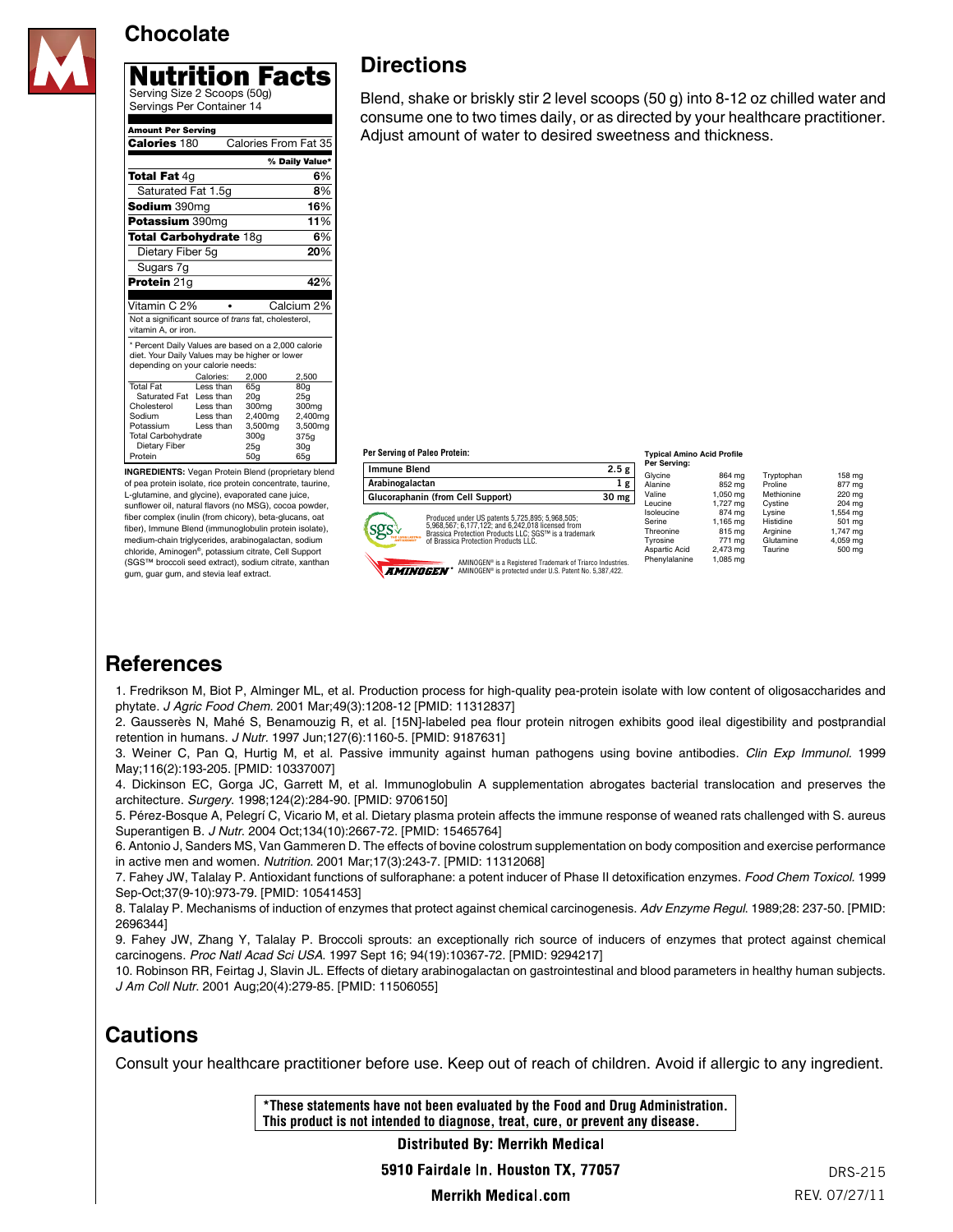## Chocolate

# Nutrition Facts

Serving Size 2 Scoops (50g)
Servings Per Container 14

| Amount Per Serving | |
|---|---|
| **Calories** 180 | Calories From Fat 35 |
| | **% Daily Value*** |
| **Total Fat** 4g | 6% |
| Saturated Fat 1.5g | 8% |
| **Sodium** 390mg | 16% |
| **Potassium** 390mg | 11% |
| **Total Carbohydrate** 18g | 6% |
| Dietary Fiber 5g | 20% |
| Sugars 7g | |
| **Protein** 21g | 42% |
| Vitamin C 2% • | Calcium 2% |

Not a significant source of *trans* fat, cholesterol, vitamin A, or iron.

* Percent Daily Values are based on a 2,000 calorie diet. Your Daily Values may be higher or lower depending on your calorie needs:

| | | Calories: 2,000 | 2,500 |
|---|---|---|---|
| Total Fat | Less than | 65g | 80g |
| Saturated Fat | Less than | 20g | 25g |
| Cholesterol | Less than | 300mg | 300mg |
| Sodium | Less than | 2,400mg | 2,400mg |
| Potassium | Less than | 3,500mg | 3,500mg |
| Total Carbohydrate | | 300g | 375g |
| Dietary Fiber | | 25g | 30g |
| Protein | | 50g | 65g |

**INGREDIENTS:** Vegan Protein Blend (proprietary blend of pea protein isolate, rice protein concentrate, taurine, L-glutamine, and glycine), evaporated cane juice, sunflower oil, natural flavors (no MSG), cocoa powder, fiber complex (inulin (from chicory), beta-glucans, oat fiber), Immune Blend (immunoglobulin protein isolate), medium-chain triglycerides, arabinogalactan, sodium chloride, Aminogen®, potassium citrate, Cell Support (SGS™ broccoli seed extract), sodium citrate, xanthan gum, guar gum, and stevia leaf extract.

## Directions

Blend, shake or briskly stir 2 level scoops (50 g) into 8-12 oz chilled water and consume one to two times daily, or as directed by your healthcare practitioner. Adjust amount of water to desired sweetness and thickness.

**Per Serving of Paleo Protein:**

| | |
|---|---|
| Immune Blend | 2.5 g |
| Arabinogalactan | 1 g |
| Glucoraphanin (from Cell Support) | 30 mg |

Produced under US patents 5,725,895; 5,968,505; 5,968,567; 6,177,122; and 6,242,018 licensed from Brassica Protection Products LLC; SGS™ is a trademark of Brassica Protection Products LLC.

AMINOGEN® is a Registered Trademark of Triarco Industries. AMINOGEN® is protected under U.S. Patent No. 5,387,422.

**Typical Amino Acid Profile Per Serving:**

| | | | |
|---|---|---|---|
| Glycine | 864 mg | Tryptophan | 158 mg |
| Alanine | 852 mg | Proline | 877 mg |
| Valine | 1,050 mg | Methionine | 220 mg |
| Leucine | 1,727 mg | Cystine | 204 mg |
| Isoleucine | 874 mg | Lysine | 1,554 mg |
| Serine | 1,165 mg | Histidine | 501 mg |
| Threonine | 815 mg | Arginine | 1,747 mg |
| Tyrosine | 771 mg | Glutamine | 4,059 mg |
| Aspartic Acid | 2,473 mg | Taurine | 500 mg |
| Phenylalanine | 1,085 mg | | |

## References

1. Fredrikson M, Biot P, Alminger ML, et al. Production process for high-quality pea-protein isolate with low content of oligosaccharides and phytate. *J Agric Food Chem.* 2001 Mar;49(3):1208-12 [PMID: 11312837]
2. Gausserès N, Mahé S, Benamouzig R, et al. [15N]-labeled pea flour protein nitrogen exhibits good ileal digestibility and postprandial retention in humans. *J Nutr.* 1997 Jun;127(6):1160-5. [PMID: 9187631]
3. Weiner C, Pan Q, Hurtig M, et al. Passive immunity against human pathogens using bovine antibodies. *Clin Exp Immunol.* 1999 May;116(2):193-205. [PMID: 10337007]
4. Dickinson EC, Gorga JC, Garrett M, et al. Immunoglobulin A supplementation abrogates bacterial translocation and preserves the architecture. *Surgery.* 1998;124(2):284-90. [PMID: 9706150]
5. Pérez-Bosque A, Pelegrí C, Vicario M, et al. Dietary plasma protein affects the immune response of weaned rats challenged with S. aureus Superantigen B. *J Nutr.* 2004 Oct;134(10):2667-72. [PMID: 15465764]
6. Antonio J, Sanders MS, Van Gammeren D. The effects of bovine colostrum supplementation on body composition and exercise performance in active men and women. *Nutrition.* 2001 Mar;17(3):243-7. [PMID: 11312068]
7. Fahey JW, Talalay P. Antioxidant functions of sulforaphane: a potent inducer of Phase II detoxification enzymes. *Food Chem Toxicol.* 1999 Sep-Oct;37(9-10):973-79. [PMID: 10541453]
8. Talalay P. Mechanisms of induction of enzymes that protect against chemical carcinogenesis. *Adv Enzyme Regul.* 1989;28: 237-50. [PMID: 2696344]
9. Fahey JW, Zhang Y, Talalay P. Broccoli sprouts: an exceptionally rich source of inducers of enzymes that protect against chemical carcinogens. *Proc Natl Acad Sci USA.* 1997 Sept 16; 94(19):10367-72. [PMID: 9294217]
10. Robinson RR, Feirtag J, Slavin JL. Effects of dietary arabinogalactan on gastrointestinal and blood parameters in healthy human subjects. *J Am Coll Nutr.* 2001 Aug;20(4):279-85. [PMID: 11506055]

## Cautions

Consult your healthcare practitioner before use. Keep out of reach of children. Avoid if allergic to any ingredient.

**\*These statements have not been evaluated by the Food and Drug Administration. This product is not intended to diagnose, treat, cure, or prevent any disease.**

**Distributed By: Merrikh Medical**
**5910 Fairdale ln. Houston TX, 77057**
**Merrikh Medical.com**

DRS-215
REV. 07/27/11